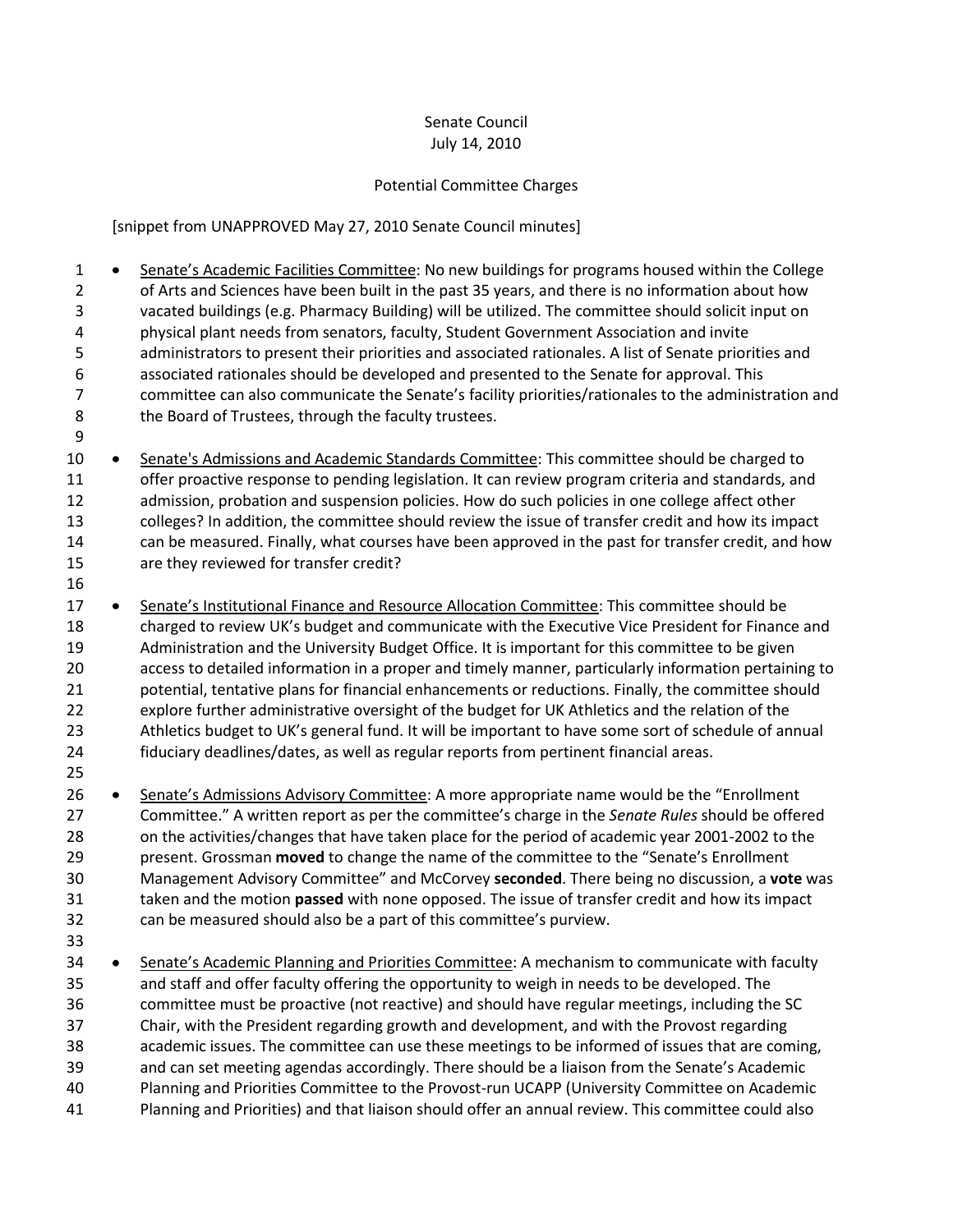Senate Council
July 14, 2010

Potential Committee Charges

[snippet from UNAPPROVED May 27, 2010 Senate Council minutes]

- Senate's Academic Facilities Committee: No new buildings for programs housed within the College of Arts and Sciences have been built in the past 35 years, and there is no information about how vacated buildings (e.g. Pharmacy Building) will be utilized. The committee should solicit input on physical plant needs from senators, faculty, Student Government Association and invite administrators to present their priorities and associated rationales. A list of Senate priorities and associated rationales should be developed and presented to the Senate for approval. This committee can also communicate the Senate's facility priorities/rationales to the administration and the Board of Trustees, through the faculty trustees.

- Senate's Admissions and Academic Standards Committee: This committee should be charged to offer proactive response to pending legislation. It can review program criteria and standards, and admission, probation and suspension policies. How do such policies in one college affect other colleges? In addition, the committee should review the issue of transfer credit and how its impact can be measured. Finally, what courses have been approved in the past for transfer credit, and how are they reviewed for transfer credit?

- Senate's Institutional Finance and Resource Allocation Committee: This committee should be charged to review UK's budget and communicate with the Executive Vice President for Finance and Administration and the University Budget Office. It is important for this committee to be given access to detailed information in a proper and timely manner, particularly information pertaining to potential, tentative plans for financial enhancements or reductions. Finally, the committee should explore further administrative oversight of the budget for UK Athletics and the relation of the Athletics budget to UK's general fund. It will be important to have some sort of schedule of annual fiduciary deadlines/dates, as well as regular reports from pertinent financial areas.

- Senate's Admissions Advisory Committee: A more appropriate name would be the "Enrollment Committee." A written report as per the committee's charge in the *Senate Rules* should be offered on the activities/changes that have taken place for the period of academic year 2001-2002 to the present. Grossman **moved** to change the name of the committee to the "Senate's Enrollment Management Advisory Committee" and McCorvey **seconded**. There being no discussion, a **vote** was taken and the motion **passed** with none opposed. The issue of transfer credit and how its impact can be measured should also be a part of this committee's purview.

- Senate's Academic Planning and Priorities Committee: A mechanism to communicate with faculty and staff and offer faculty offering the opportunity to weigh in needs to be developed. The committee must be proactive (not reactive) and should have regular meetings, including the SC Chair, with the President regarding growth and development, and with the Provost regarding academic issues. The committee can use these meetings to be informed of issues that are coming, and can set meeting agendas accordingly. There should be a liaison from the Senate's Academic Planning and Priorities Committee to the Provost-run UCAPP (University Committee on Academic Planning and Priorities) and that liaison should offer an annual review. This committee could also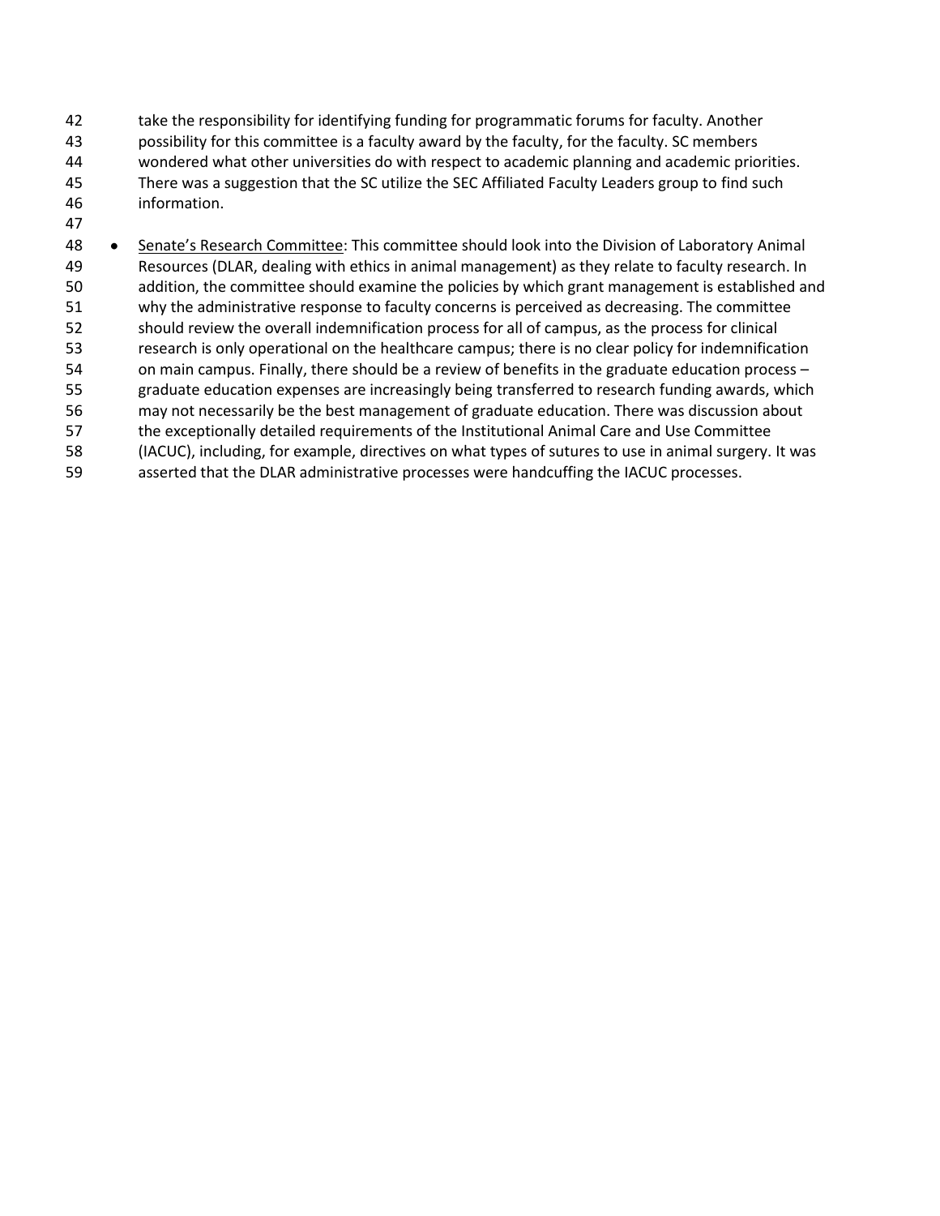take the responsibility for identifying funding for programmatic forums for faculty. Another possibility for this committee is a faculty award by the faculty, for the faculty. SC members wondered what other universities do with respect to academic planning and academic priorities. There was a suggestion that the SC utilize the SEC Affiliated Faculty Leaders group to find such information.

- Senate's Research Committee: This committee should look into the Division of Laboratory Animal Resources (DLAR, dealing with ethics in animal management) as they relate to faculty research. In addition, the committee should examine the policies by which grant management is established and why the administrative response to faculty concerns is perceived as decreasing. The committee should review the overall indemnification process for all of campus, as the process for clinical research is only operational on the healthcare campus; there is no clear policy for indemnification on main campus. Finally, there should be a review of benefits in the graduate education process – graduate education expenses are increasingly being transferred to research funding awards, which may not necessarily be the best management of graduate education. There was discussion about the exceptionally detailed requirements of the Institutional Animal Care and Use Committee (IACUC), including, for example, directives on what types of sutures to use in animal surgery. It was asserted that the DLAR administrative processes were handcuffing the IACUC processes.